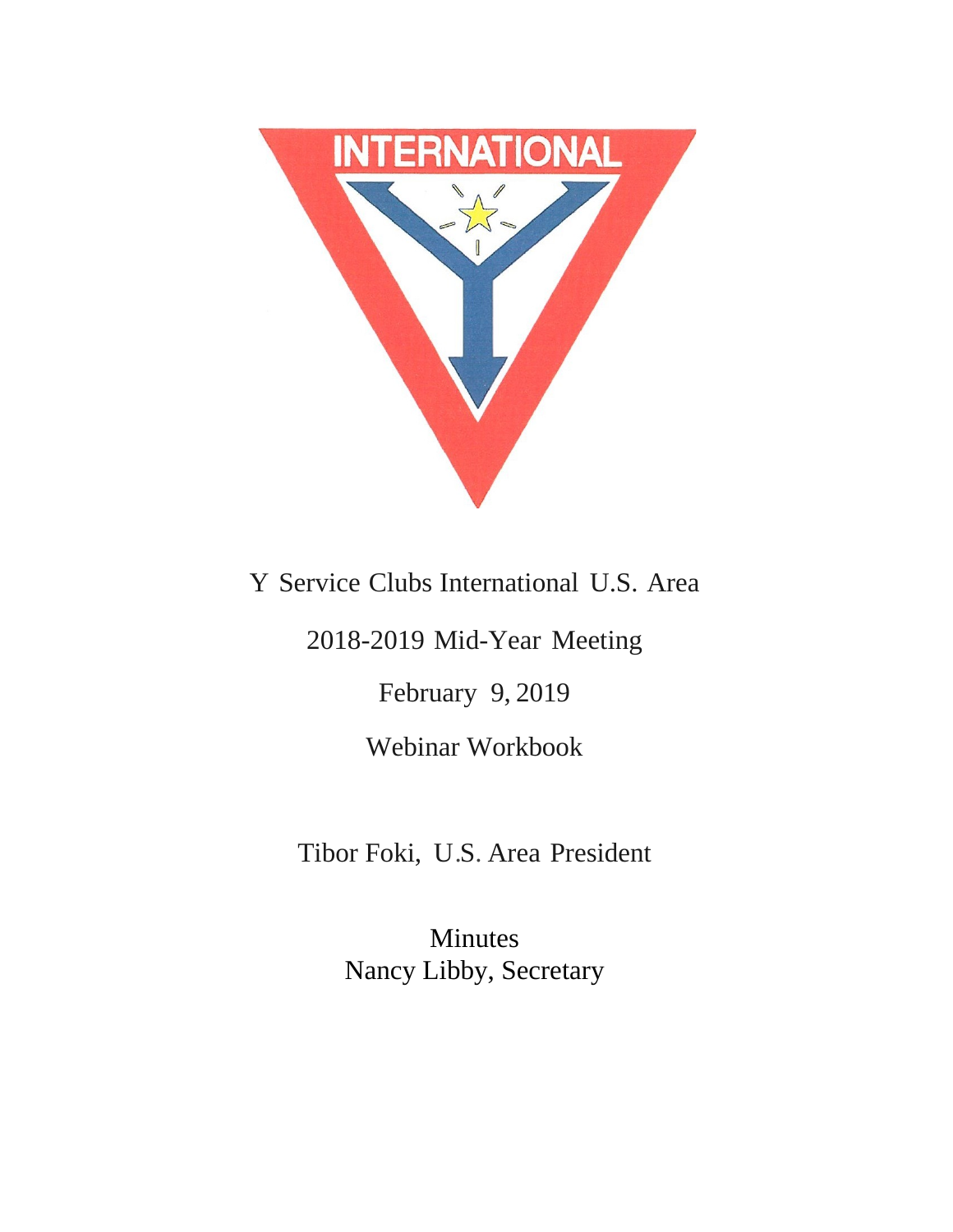Y Service Clubs International U.S. Area

2018-2019 Mid-Year Meeting

February 9, 2019

Webinar Workbook

Tibor Foki, U.S. Area President

Minutes
Nancy Libby, Secretary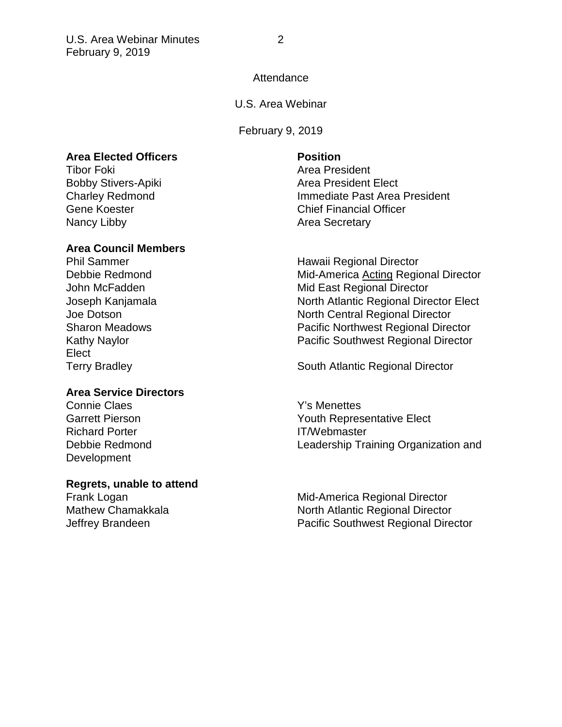Attendance

U.S. Area Webinar

February 9, 2019

| Area Elected Officers | Position |
|---|---|
| Tibor Foki | Area President |
| Bobby Stivers-Apiki | Area President Elect |
| Charley Redmond | Immediate Past Area President |
| Gene Koester | Chief Financial Officer |
| Nancy Libby | Area Secretary |

| Area Council Members | |
|---|---|
| Phil Sammer | Hawaii Regional Director |
| Debbie Redmond | Mid-America Acting Regional Director |
| John McFadden | Mid East Regional Director |
| Joseph Kanjamala | North Atlantic Regional Director Elect |
| Joe Dotson | North Central Regional Director |
| Sharon Meadows | Pacific Northwest Regional Director |
| Kathy Naylor | Pacific Southwest Regional Director Elect |
| Terry Bradley | South Atlantic Regional Director |

| Area Service Directors | |
|---|---|
| Connie Claes | Y's Menettes |
| Garrett Pierson | Youth Representative Elect |
| Richard Porter | IT/Webmaster |
| Debbie Redmond | Leadership Training Organization and Development |

| Regrets, unable to attend | |
|---|---|
| Frank Logan | Mid-America Regional Director |
| Mathew Chamakkala | North Atlantic Regional Director |
| Jeffrey Brandeen | Pacific Southwest Regional Director |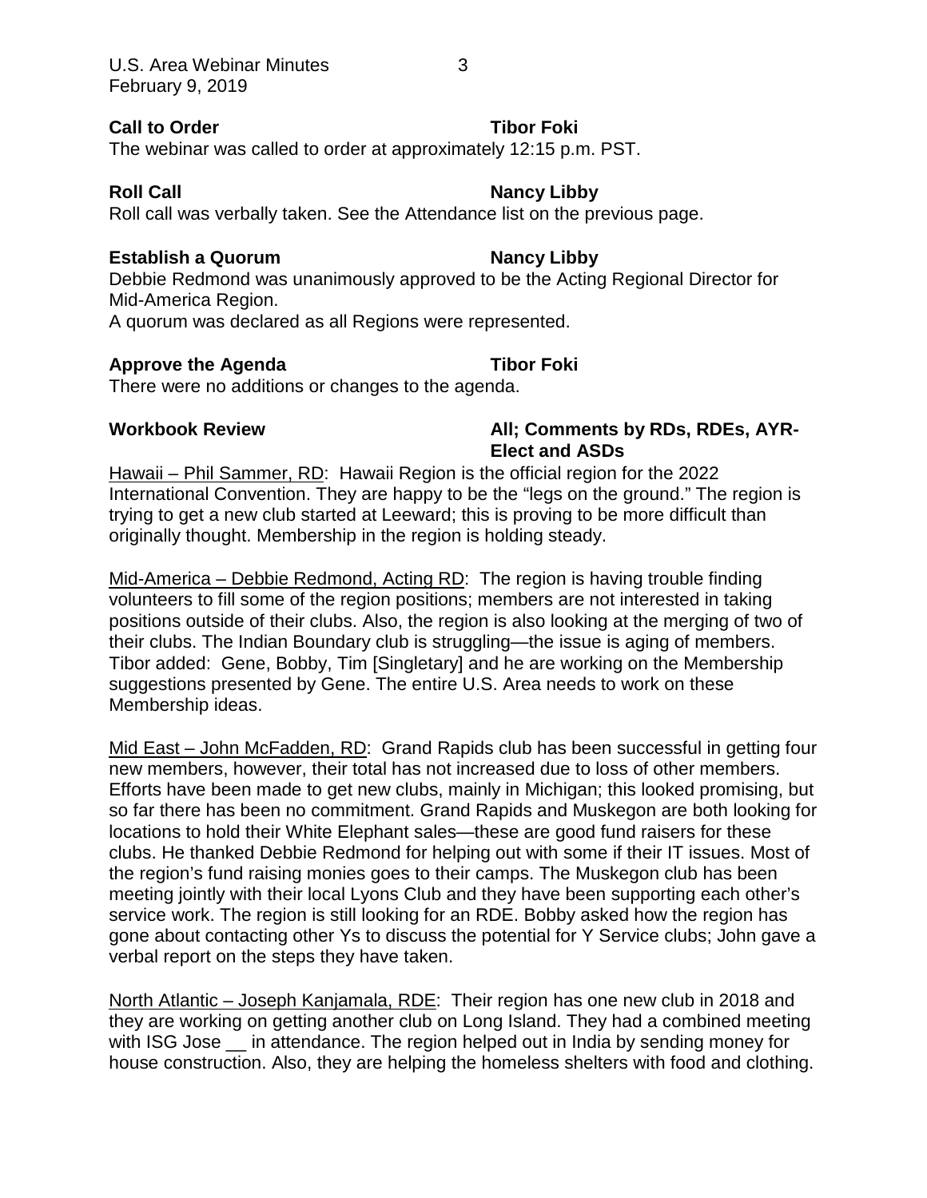**Call to Order** **Tibor Foki**

The webinar was called to order at approximately 12:15 p.m. PST.

**Roll Call** **Nancy Libby**

Roll call was verbally taken. See the Attendance list on the previous page.

**Establish a Quorum** **Nancy Libby**

Debbie Redmond was unanimously approved to be the Acting Regional Director for Mid-America Region.
A quorum was declared as all Regions were represented.

**Approve the Agenda** **Tibor Foki**

There were no additions or changes to the agenda.

**Workbook Review** **All; Comments by RDs, RDEs, AYR-Elect and ASDs**

Hawaii – Phil Sammer, RD: Hawaii Region is the official region for the 2022 International Convention. They are happy to be the "legs on the ground." The region is trying to get a new club started at Leeward; this is proving to be more difficult than originally thought. Membership in the region is holding steady.

Mid-America – Debbie Redmond, Acting RD: The region is having trouble finding volunteers to fill some of the region positions; members are not interested in taking positions outside of their clubs. Also, the region is also looking at the merging of two of their clubs. The Indian Boundary club is struggling—the issue is aging of members. Tibor added: Gene, Bobby, Tim [Singletary] and he are working on the Membership suggestions presented by Gene. The entire U.S. Area needs to work on these Membership ideas.

Mid East – John McFadden, RD: Grand Rapids club has been successful in getting four new members, however, their total has not increased due to loss of other members. Efforts have been made to get new clubs, mainly in Michigan; this looked promising, but so far there has been no commitment. Grand Rapids and Muskegon are both looking for locations to hold their White Elephant sales—these are good fund raisers for these clubs. He thanked Debbie Redmond for helping out with some if their IT issues. Most of the region's fund raising monies goes to their camps. The Muskegon club has been meeting jointly with their local Lyons Club and they have been supporting each other's service work. The region is still looking for an RDE. Bobby asked how the region has gone about contacting other Ys to discuss the potential for Y Service clubs; John gave a verbal report on the steps they have taken.

North Atlantic – Joseph Kanjamala, RDE: Their region has one new club in 2018 and they are working on getting another club on Long Island. They had a combined meeting with ISG Jose __ in attendance. The region helped out in India by sending money for house construction. Also, they are helping the homeless shelters with food and clothing.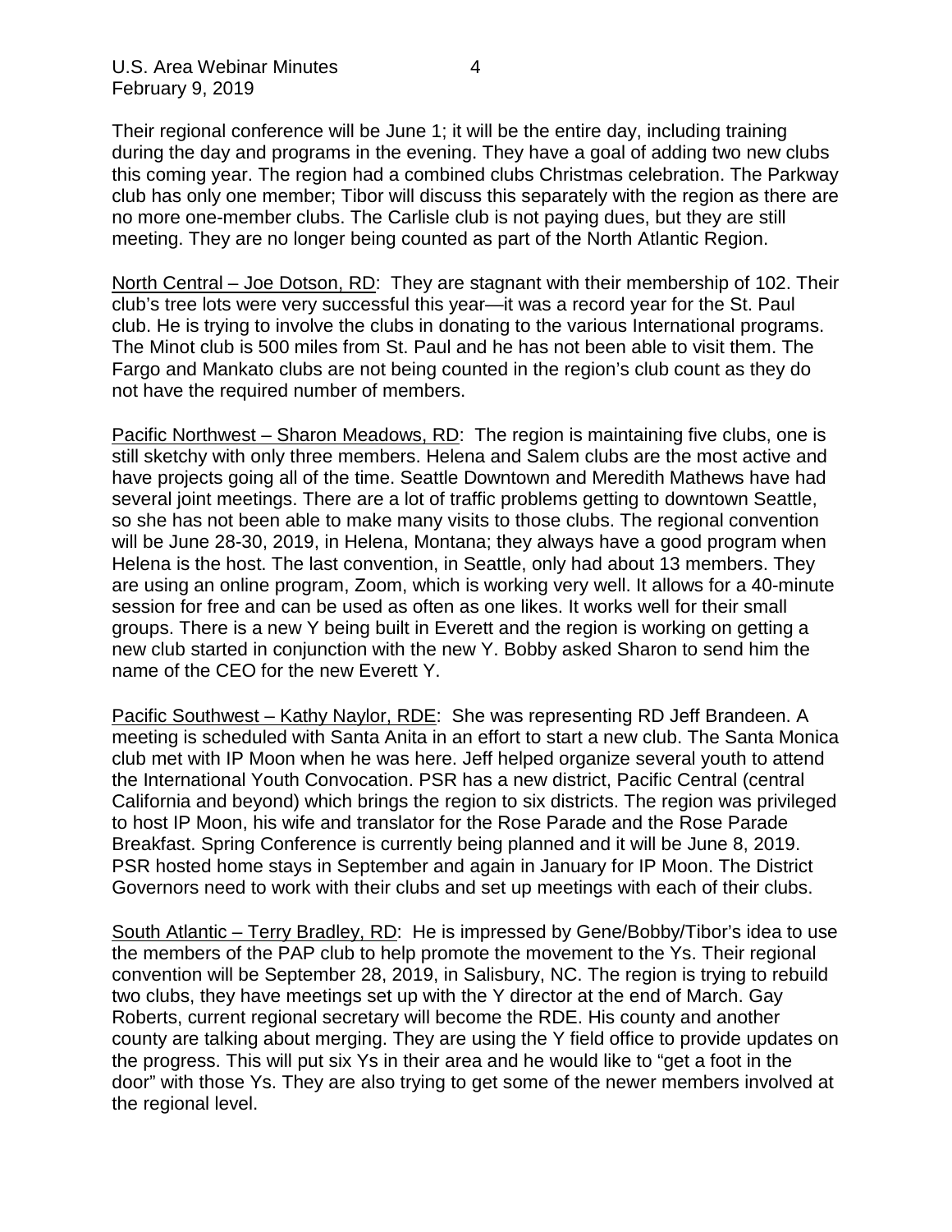Their regional conference will be June 1; it will be the entire day, including training during the day and programs in the evening. They have a goal of adding two new clubs this coming year. The region had a combined clubs Christmas celebration. The Parkway club has only one member; Tibor will discuss this separately with the region as there are no more one-member clubs. The Carlisle club is not paying dues, but they are still meeting. They are no longer being counted as part of the North Atlantic Region.

<u>North Central – Joe Dotson, RD</u>: They are stagnant with their membership of 102. Their club's tree lots were very successful this year—it was a record year for the St. Paul club. He is trying to involve the clubs in donating to the various International programs. The Minot club is 500 miles from St. Paul and he has not been able to visit them. The Fargo and Mankato clubs are not being counted in the region's club count as they do not have the required number of members.

<u>Pacific Northwest – Sharon Meadows, RD</u>: The region is maintaining five clubs, one is still sketchy with only three members. Helena and Salem clubs are the most active and have projects going all of the time. Seattle Downtown and Meredith Mathews have had several joint meetings. There are a lot of traffic problems getting to downtown Seattle, so she has not been able to make many visits to those clubs. The regional convention will be June 28-30, 2019, in Helena, Montana; they always have a good program when Helena is the host. The last convention, in Seattle, only had about 13 members. They are using an online program, Zoom, which is working very well. It allows for a 40-minute session for free and can be used as often as one likes. It works well for their small groups. There is a new Y being built in Everett and the region is working on getting a new club started in conjunction with the new Y. Bobby asked Sharon to send him the name of the CEO for the new Everett Y.

<u>Pacific Southwest – Kathy Naylor, RDE</u>: She was representing RD Jeff Brandeen. A meeting is scheduled with Santa Anita in an effort to start a new club. The Santa Monica club met with IP Moon when he was here. Jeff helped organize several youth to attend the International Youth Convocation. PSR has a new district, Pacific Central (central California and beyond) which brings the region to six districts. The region was privileged to host IP Moon, his wife and translator for the Rose Parade and the Rose Parade Breakfast. Spring Conference is currently being planned and it will be June 8, 2019. PSR hosted home stays in September and again in January for IP Moon. The District Governors need to work with their clubs and set up meetings with each of their clubs.

<u>South Atlantic – Terry Bradley, RD</u>: He is impressed by Gene/Bobby/Tibor's idea to use the members of the PAP club to help promote the movement to the Ys. Their regional convention will be September 28, 2019, in Salisbury, NC. The region is trying to rebuild two clubs, they have meetings set up with the Y director at the end of March. Gay Roberts, current regional secretary will become the RDE. His county and another county are talking about merging. They are using the Y field office to provide updates on the progress. This will put six Ys in their area and he would like to "get a foot in the door" with those Ys. They are also trying to get some of the newer members involved at the regional level.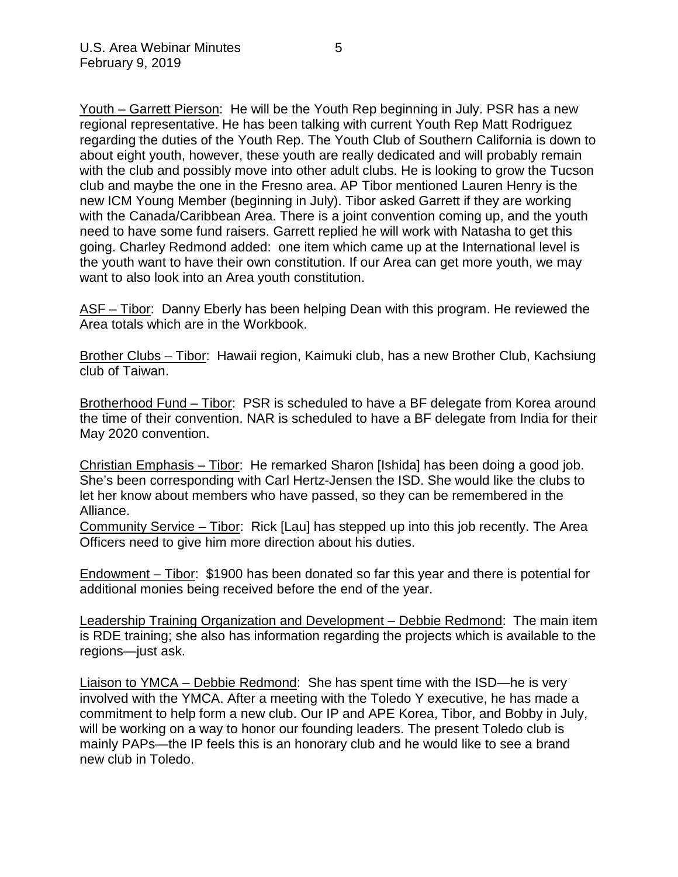Youth – Garrett Pierson: He will be the Youth Rep beginning in July. PSR has a new regional representative. He has been talking with current Youth Rep Matt Rodriguez regarding the duties of the Youth Rep. The Youth Club of Southern California is down to about eight youth, however, these youth are really dedicated and will probably remain with the club and possibly move into other adult clubs. He is looking to grow the Tucson club and maybe the one in the Fresno area. AP Tibor mentioned Lauren Henry is the new ICM Young Member (beginning in July). Tibor asked Garrett if they are working with the Canada/Caribbean Area. There is a joint convention coming up, and the youth need to have some fund raisers. Garrett replied he will work with Natasha to get this going. Charley Redmond added: one item which came up at the International level is the youth want to have their own constitution. If our Area can get more youth, we may want to also look into an Area youth constitution.

ASF – Tibor: Danny Eberly has been helping Dean with this program. He reviewed the Area totals which are in the Workbook.

Brother Clubs – Tibor: Hawaii region, Kaimuki club, has a new Brother Club, Kachsiung club of Taiwan.

Brotherhood Fund – Tibor: PSR is scheduled to have a BF delegate from Korea around the time of their convention. NAR is scheduled to have a BF delegate from India for their May 2020 convention.

Christian Emphasis – Tibor: He remarked Sharon [Ishida] has been doing a good job. She's been corresponding with Carl Hertz-Jensen the ISD. She would like the clubs to let her know about members who have passed, so they can be remembered in the Alliance.

Community Service – Tibor: Rick [Lau] has stepped up into this job recently. The Area Officers need to give him more direction about his duties.

Endowment – Tibor: $1900 has been donated so far this year and there is potential for additional monies being received before the end of the year.

Leadership Training Organization and Development – Debbie Redmond: The main item is RDE training; she also has information regarding the projects which is available to the regions—just ask.

Liaison to YMCA – Debbie Redmond: She has spent time with the ISD—he is very involved with the YMCA. After a meeting with the Toledo Y executive, he has made a commitment to help form a new club. Our IP and APE Korea, Tibor, and Bobby in July, will be working on a way to honor our founding leaders. The present Toledo club is mainly PAPs—the IP feels this is an honorary club and he would like to see a brand new club in Toledo.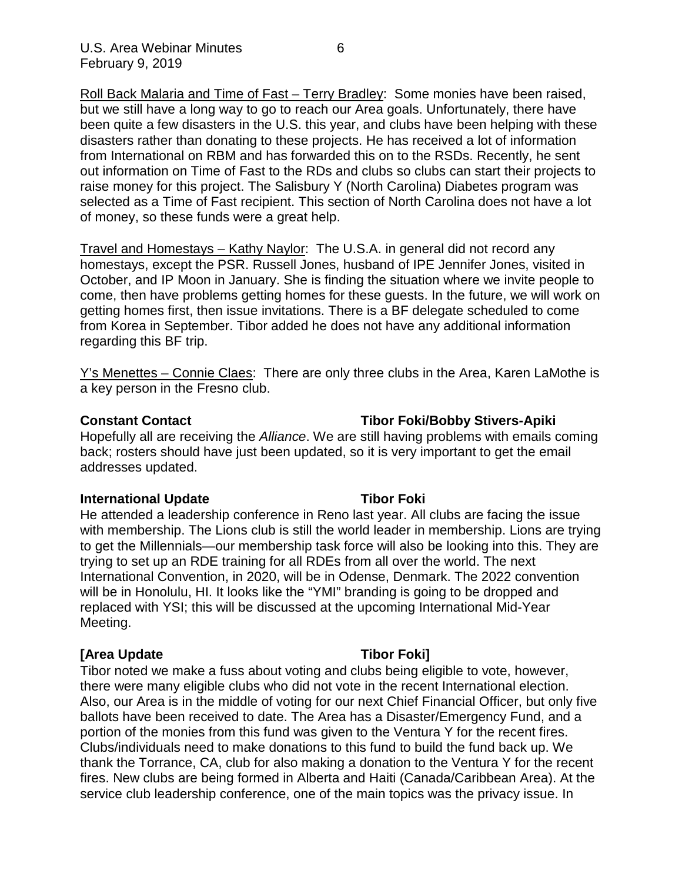Roll Back Malaria and Time of Fast – Terry Bradley: Some monies have been raised, but we still have a long way to go to reach our Area goals. Unfortunately, there have been quite a few disasters in the U.S. this year, and clubs have been helping with these disasters rather than donating to these projects. He has received a lot of information from International on RBM and has forwarded this on to the RSDs. Recently, he sent out information on Time of Fast to the RDs and clubs so clubs can start their projects to raise money for this project. The Salisbury Y (North Carolina) Diabetes program was selected as a Time of Fast recipient. This section of North Carolina does not have a lot of money, so these funds were a great help.

Travel and Homestays – Kathy Naylor: The U.S.A. in general did not record any homestays, except the PSR. Russell Jones, husband of IPE Jennifer Jones, visited in October, and IP Moon in January. She is finding the situation where we invite people to come, then have problems getting homes for these guests. In the future, we will work on getting homes first, then issue invitations. There is a BF delegate scheduled to come from Korea in September. Tibor added he does not have any additional information regarding this BF trip.

Y's Menettes – Connie Claes: There are only three clubs in the Area, Karen LaMothe is a key person in the Fresno club.

**Constant Contact — Tibor Foki/Bobby Stivers-Apiki**

Hopefully all are receiving the *Alliance*. We are still having problems with emails coming back; rosters should have just been updated, so it is very important to get the email addresses updated.

**International Update — Tibor Foki**

He attended a leadership conference in Reno last year. All clubs are facing the issue with membership. The Lions club is still the world leader in membership. Lions are trying to get the Millennials—our membership task force will also be looking into this. They are trying to set up an RDE training for all RDEs from all over the world. The next International Convention, in 2020, will be in Odense, Denmark. The 2022 convention will be in Honolulu, HI. It looks like the "YMI" branding is going to be dropped and replaced with YSI; this will be discussed at the upcoming International Mid-Year Meeting.

**[Area Update — Tibor Foki]**

Tibor noted we make a fuss about voting and clubs being eligible to vote, however, there were many eligible clubs who did not vote in the recent International election. Also, our Area is in the middle of voting for our next Chief Financial Officer, but only five ballots have been received to date. The Area has a Disaster/Emergency Fund, and a portion of the monies from this fund was given to the Ventura Y for the recent fires. Clubs/individuals need to make donations to this fund to build the fund back up. We thank the Torrance, CA, club for also making a donation to the Ventura Y for the recent fires. New clubs are being formed in Alberta and Haiti (Canada/Caribbean Area). At the service club leadership conference, one of the main topics was the privacy issue. In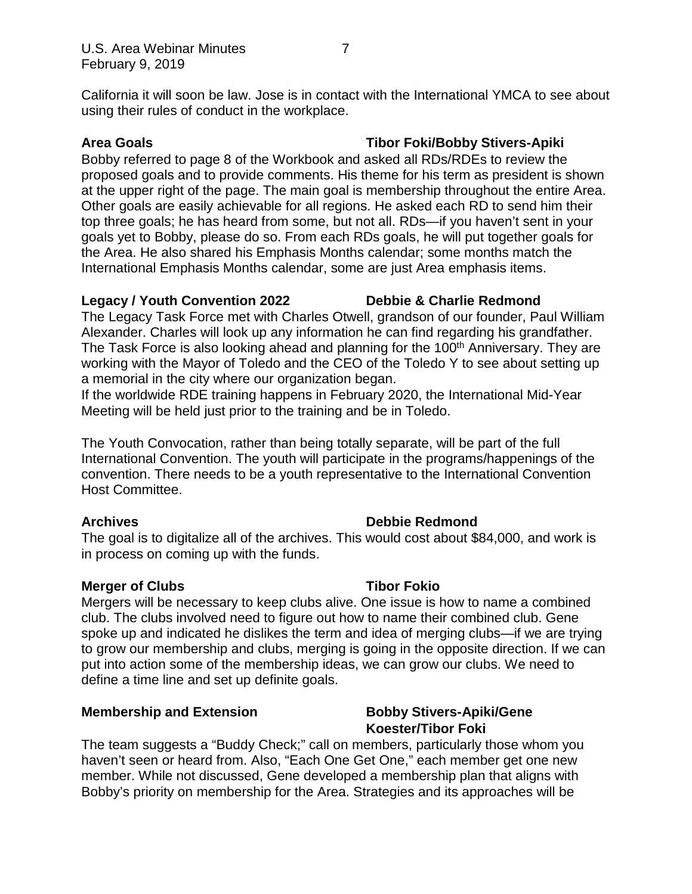California it will soon be law. Jose is in contact with the International YMCA to see about using their rules of conduct in the workplace.

**Area Goals** **Tibor Foki/Bobby Stivers-Apiki**

Bobby referred to page 8 of the Workbook and asked all RDs/RDEs to review the proposed goals and to provide comments. His theme for his term as president is shown at the upper right of the page. The main goal is membership throughout the entire Area. Other goals are easily achievable for all regions. He asked each RD to send him their top three goals; he has heard from some, but not all. RDs—if you haven't sent in your goals yet to Bobby, please do so. From each RDs goals, he will put together goals for the Area. He also shared his Emphasis Months calendar; some months match the International Emphasis Months calendar, some are just Area emphasis items.

**Legacy / Youth Convention 2022** **Debbie & Charlie Redmond**

The Legacy Task Force met with Charles Otwell, grandson of our founder, Paul William Alexander. Charles will look up any information he can find regarding his grandfather. The Task Force is also looking ahead and planning for the 100th Anniversary. They are working with the Mayor of Toledo and the CEO of the Toledo Y to see about setting up a memorial in the city where our organization began.
If the worldwide RDE training happens in February 2020, the International Mid-Year Meeting will be held just prior to the training and be in Toledo.

The Youth Convocation, rather than being totally separate, will be part of the full International Convention. The youth will participate in the programs/happenings of the convention. There needs to be a youth representative to the International Convention Host Committee.

**Archives** **Debbie Redmond**

The goal is to digitalize all of the archives. This would cost about $84,000, and work is in process on coming up with the funds.

**Merger of Clubs** **Tibor Fokio**

Mergers will be necessary to keep clubs alive. One issue is how to name a combined club. The clubs involved need to figure out how to name their combined club. Gene spoke up and indicated he dislikes the term and idea of merging clubs—if we are trying to grow our membership and clubs, merging is going in the opposite direction. If we can put into action some of the membership ideas, we can grow our clubs. We need to define a time line and set up definite goals.

**Membership and Extension** **Bobby Stivers-Apiki/Gene Koester/Tibor Foki**

The team suggests a "Buddy Check;" call on members, particularly those whom you haven't seen or heard from. Also, "Each One Get One," each member get one new member. While not discussed, Gene developed a membership plan that aligns with Bobby's priority on membership for the Area. Strategies and its approaches will be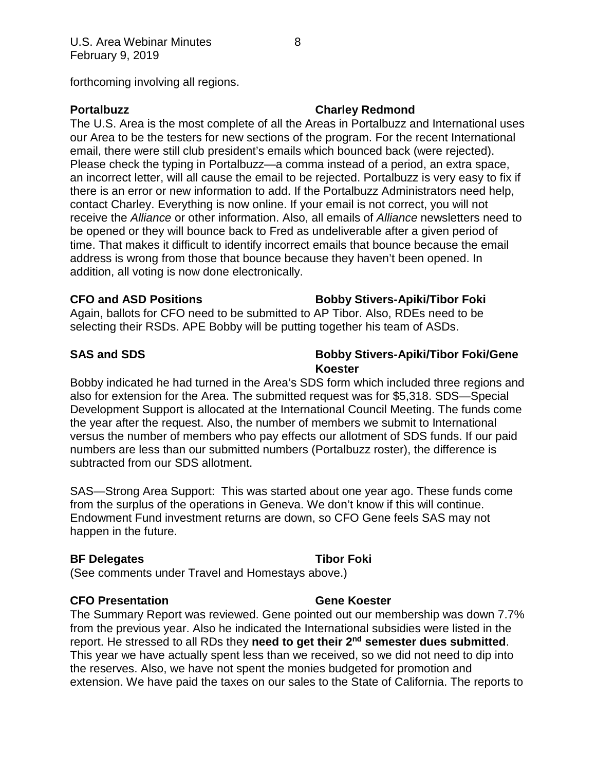forthcoming involving all regions.

**Portalbuzz** **Charley Redmond**

The U.S. Area is the most complete of all the Areas in Portalbuzz and International uses our Area to be the testers for new sections of the program. For the recent International email, there were still club president's emails which bounced back (were rejected). Please check the typing in Portalbuzz—a comma instead of a period, an extra space, an incorrect letter, will all cause the email to be rejected. Portalbuzz is very easy to fix if there is an error or new information to add. If the Portalbuzz Administrators need help, contact Charley. Everything is now online. If your email is not correct, you will not receive the *Alliance* or other information. Also, all emails of *Alliance* newsletters need to be opened or they will bounce back to Fred as undeliverable after a given period of time. That makes it difficult to identify incorrect emails that bounce because the email address is wrong from those that bounce because they haven't been opened. In addition, all voting is now done electronically.

**CFO and ASD Positions** **Bobby Stivers-Apiki/Tibor Foki**

Again, ballots for CFO need to be submitted to AP Tibor. Also, RDEs need to be selecting their RSDs. APE Bobby will be putting together his team of ASDs.

**SAS and SDS** **Bobby Stivers-Apiki/Tibor Foki/Gene Koester**

Bobby indicated he had turned in the Area's SDS form which included three regions and also for extension for the Area. The submitted request was for $5,318. SDS—Special Development Support is allocated at the International Council Meeting. The funds come the year after the request. Also, the number of members we submit to International versus the number of members who pay effects our allotment of SDS funds. If our paid numbers are less than our submitted numbers (Portalbuzz roster), the difference is subtracted from our SDS allotment.

SAS—Strong Area Support: This was started about one year ago. These funds come from the surplus of the operations in Geneva. We don't know if this will continue. Endowment Fund investment returns are down, so CFO Gene feels SAS may not happen in the future.

**BF Delegates** **Tibor Foki**

(See comments under Travel and Homestays above.)

**CFO Presentation** **Gene Koester**

The Summary Report was reviewed. Gene pointed out our membership was down 7.7% from the previous year. Also he indicated the International subsidies were listed in the report. He stressed to all RDs they **need to get their 2nd semester dues submitted**. This year we have actually spent less than we received, so we did not need to dip into the reserves. Also, we have not spent the monies budgeted for promotion and extension. We have paid the taxes on our sales to the State of California. The reports to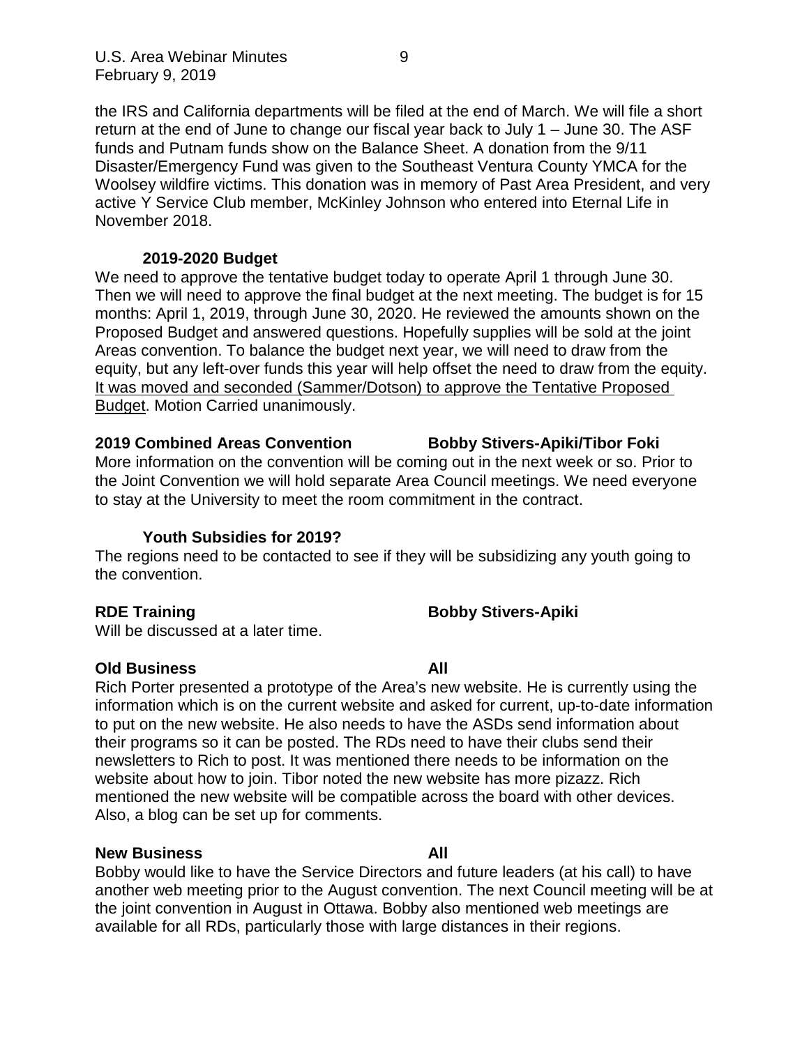the IRS and California departments will be filed at the end of March. We will file a short return at the end of June to change our fiscal year back to July 1 – June 30. The ASF funds and Putnam funds show on the Balance Sheet. A donation from the 9/11 Disaster/Emergency Fund was given to the Southeast Ventura County YMCA for the Woolsey wildfire victims. This donation was in memory of Past Area President, and very active Y Service Club member, McKinley Johnson who entered into Eternal Life in November 2018.

### 2019-2020 Budget

We need to approve the tentative budget today to operate April 1 through June 30. Then we will need to approve the final budget at the next meeting. The budget is for 15 months: April 1, 2019, through June 30, 2020. He reviewed the amounts shown on the Proposed Budget and answered questions. Hopefully supplies will be sold at the joint Areas convention. To balance the budget next year, we will need to draw from the equity, but any left-over funds this year will help offset the need to draw from the equity. <u>It was moved and seconded (Sammer/Dotson) to approve the Tentative Proposed Budget</u>. Motion Carried unanimously.

## 2019 Combined Areas Convention — Bobby Stivers-Apiki/Tibor Foki

More information on the convention will be coming out in the next week or so. Prior to the Joint Convention we will hold separate Area Council meetings. We need everyone to stay at the University to meet the room commitment in the contract.

### Youth Subsidies for 2019?

The regions need to be contacted to see if they will be subsidizing any youth going to the convention.

## RDE Training — Bobby Stivers-Apiki

Will be discussed at a later time.

## Old Business — All

Rich Porter presented a prototype of the Area's new website. He is currently using the information which is on the current website and asked for current, up-to-date information to put on the new website. He also needs to have the ASDs send information about their programs so it can be posted. The RDs need to have their clubs send their newsletters to Rich to post. It was mentioned there needs to be information on the website about how to join. Tibor noted the new website has more pizazz. Rich mentioned the new website will be compatible across the board with other devices. Also, a blog can be set up for comments.

## New Business — All

Bobby would like to have the Service Directors and future leaders (at his call) to have another web meeting prior to the August convention. The next Council meeting will be at the joint convention in August in Ottawa. Bobby also mentioned web meetings are available for all RDs, particularly those with large distances in their regions.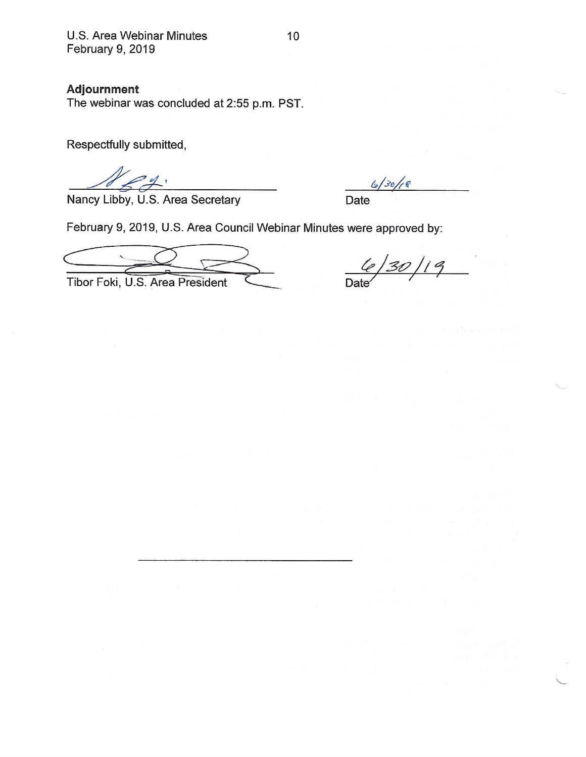**Adjournment**
The webinar was concluded at 2:55 p.m. PST.

Respectfully submitted,

Nancy Libby, U.S. Area Secretary — Date: 6/30/19

February 9, 2019, U.S. Area Council Webinar Minutes were approved by:

Tibor Foki, U.S. Area President — Date: 6/30/19